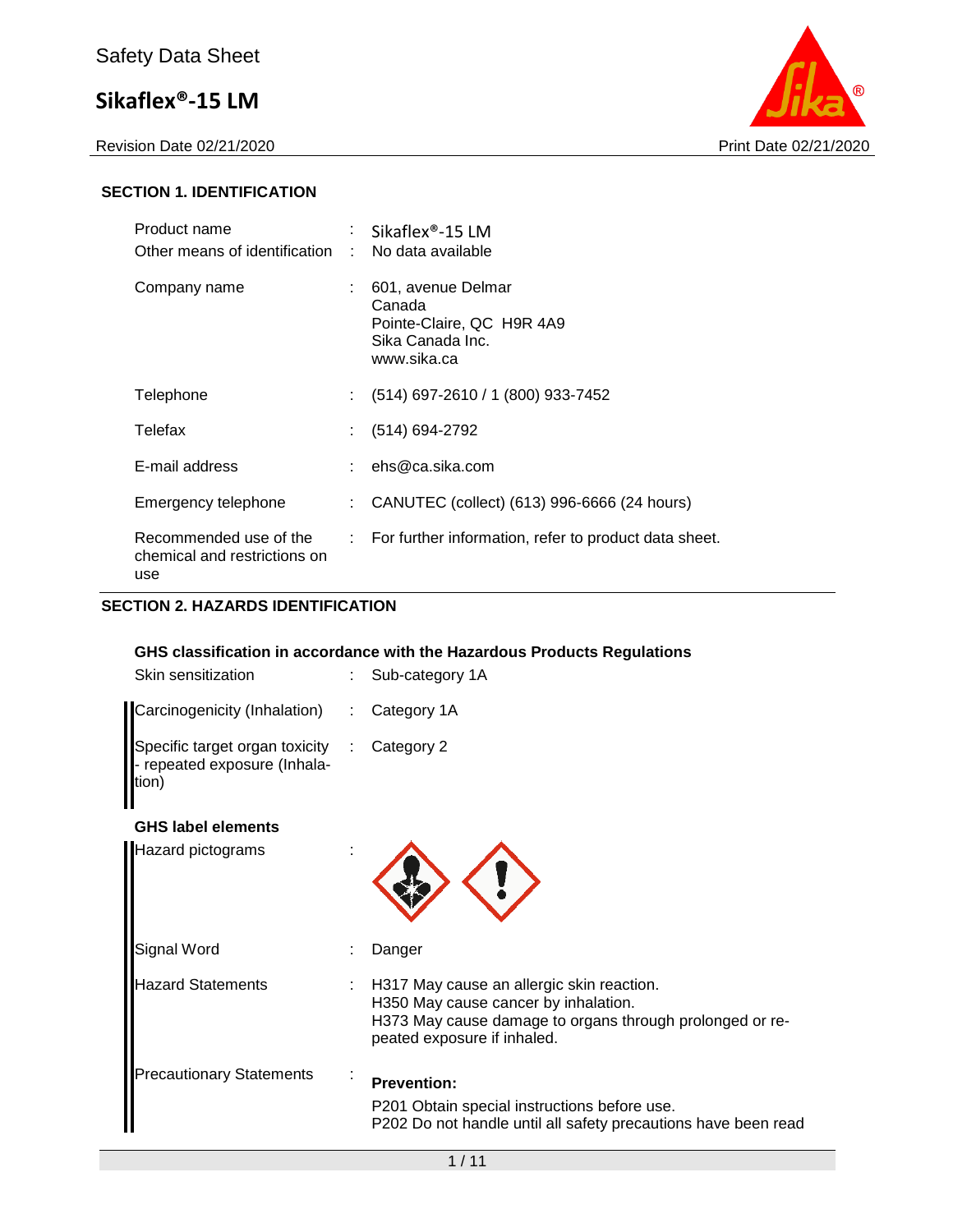Safety Data Sheet

# Sikaflex®-15 LM

Revision Date 02/21/2020 Print Date 02/21/2020

## SECTION 1. IDENTIFICATION

| | | |
|---|---|---|
| Product name | : | Sikaflex®-15 LM |
| Other means of identification | : | No data available |
| Company name | : | 601, avenue Delmar<br>Canada<br>Pointe-Claire, QC H9R 4A9<br>Sika Canada Inc.<br>www.sika.ca |
| Telephone | : | (514) 697-2610 / 1 (800) 933-7452 |
| Telefax | : | (514) 694-2792 |
| E-mail address | : | ehs@ca.sika.com |
| Emergency telephone | : | CANUTEC (collect) (613) 996-6666 (24 hours) |
| Recommended use of the chemical and restrictions on use | : | For further information, refer to product data sheet. |

## SECTION 2. HAZARDS IDENTIFICATION

### GHS classification in accordance with the Hazardous Products Regulations

| | | |
|---|---|---|
| Skin sensitization | : | Sub-category 1A |
| Carcinogenicity (Inhalation) | : | Category 1A |
| Specific target organ toxicity - repeated exposure (Inhalation) | : | Category 2 |

### GHS label elements

Hazard pictograms :

Signal Word : Danger

Hazard Statements :
H317 May cause an allergic skin reaction.
H350 May cause cancer by inhalation.
H373 May cause damage to organs through prolonged or repeated exposure if inhaled.

Precautionary Statements :

**Prevention:**

P201 Obtain special instructions before use.
P202 Do not handle until all safety precautions have been read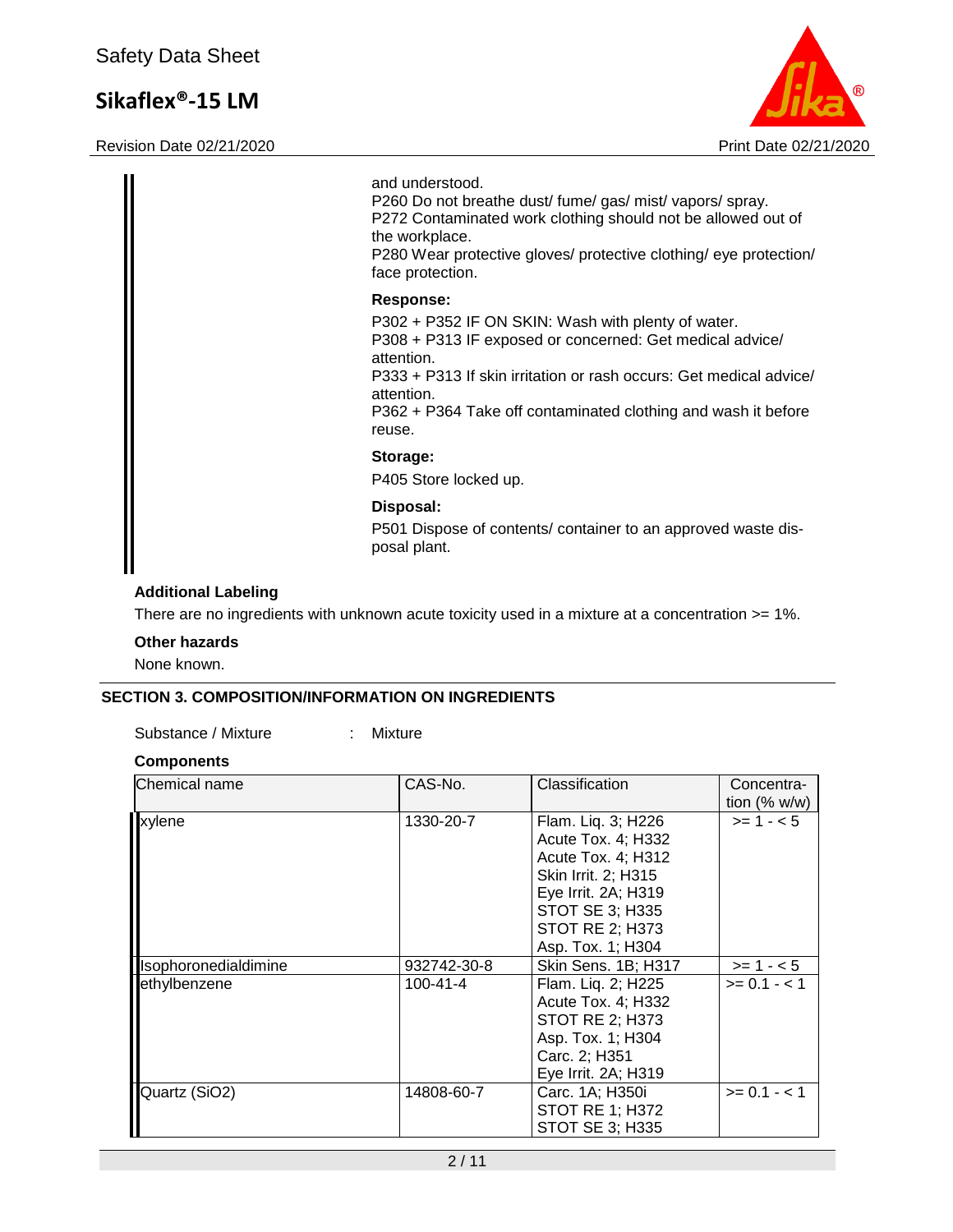and understood.
P260 Do not breathe dust/ fume/ gas/ mist/ vapors/ spray.
P272 Contaminated work clothing should not be allowed out of the workplace.
P280 Wear protective gloves/ protective clothing/ eye protection/ face protection.

**Response:**

P302 + P352 IF ON SKIN: Wash with plenty of water.
P308 + P313 IF exposed or concerned: Get medical advice/ attention.
P333 + P313 If skin irritation or rash occurs: Get medical advice/ attention.
P362 + P364 Take off contaminated clothing and wash it before reuse.

**Storage:**

P405 Store locked up.

**Disposal:**

P501 Dispose of contents/ container to an approved waste disposal plant.

**Additional Labeling**

There are no ingredients with unknown acute toxicity used in a mixture at a concentration >= 1%.

**Other hazards**

None known.

## SECTION 3. COMPOSITION/INFORMATION ON INGREDIENTS

Substance / Mixture : Mixture

**Components**

| Chemical name | CAS-No. | Classification | Concentration (% w/w) |
|---|---|---|---|
| xylene | 1330-20-7 | Flam. Liq. 3; H226<br>Acute Tox. 4; H332<br>Acute Tox. 4; H312<br>Skin Irrit. 2; H315<br>Eye Irrit. 2A; H319<br>STOT SE 3; H335<br>STOT RE 2; H373<br>Asp. Tox. 1; H304 | >= 1 - < 5 |
| Isophoronedialdimine | 932742-30-8 | Skin Sens. 1B; H317 | >= 1 - < 5 |
| ethylbenzene | 100-41-4 | Flam. Liq. 2; H225<br>Acute Tox. 4; H332<br>STOT RE 2; H373<br>Asp. Tox. 1; H304<br>Carc. 2; H351<br>Eye Irrit. 2A; H319 | >= 0.1 - < 1 |
| Quartz ($SiO_2$) | 14808-60-7 | Carc. 1A; H350i<br>STOT RE 1; H372<br>STOT SE 3; H335 | >= 0.1 - < 1 |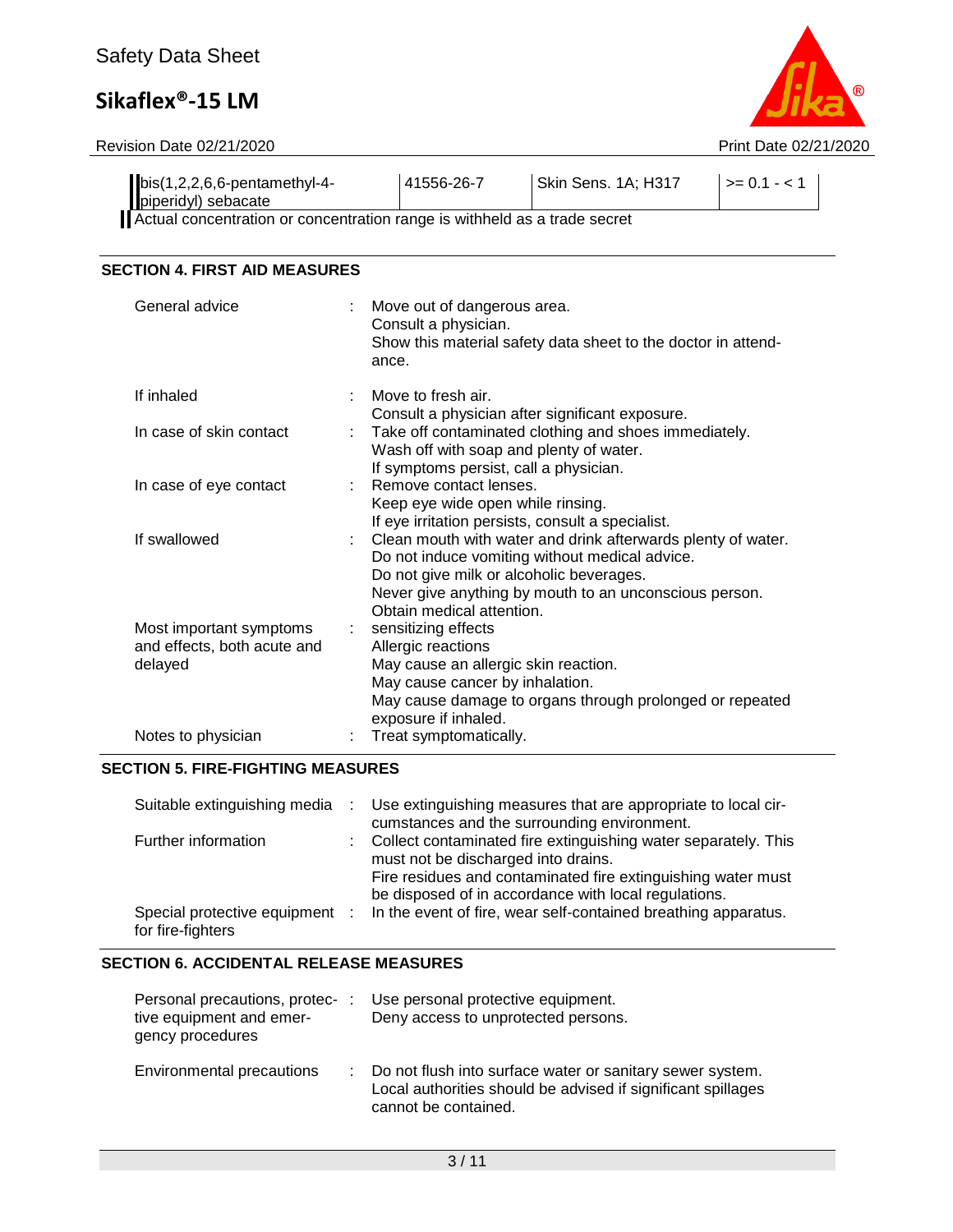| | | | |
|---|---|---|---|
| bis(1,2,2,6,6-pentamethyl-4-piperidyl) sebacate | 41556-26-7 | Skin Sens. 1A; H317 | >= 0.1 - < 1 |

Actual concentration or concentration range is withheld as a trade secret

## SECTION 4. FIRST AID MEASURES

| | |
|---|---|
| General advice | : Move out of dangerous area.<br>Consult a physician.<br>Show this material safety data sheet to the doctor in attendance. |
| If inhaled | : Move to fresh air.<br>Consult a physician after significant exposure. |
| In case of skin contact | : Take off contaminated clothing and shoes immediately.<br>Wash off with soap and plenty of water.<br>If symptoms persist, call a physician. |
| In case of eye contact | : Remove contact lenses.<br>Keep eye wide open while rinsing.<br>If eye irritation persists, consult a specialist. |
| If swallowed | : Clean mouth with water and drink afterwards plenty of water.<br>Do not induce vomiting without medical advice.<br>Do not give milk or alcoholic beverages.<br>Never give anything by mouth to an unconscious person.<br>Obtain medical attention. |
| Most important symptoms and effects, both acute and delayed | : sensitizing effects<br>Allergic reactions<br>May cause an allergic skin reaction.<br>May cause cancer by inhalation.<br>May cause damage to organs through prolonged or repeated exposure if inhaled. |
| Notes to physician | : Treat symptomatically. |

## SECTION 5. FIRE-FIGHTING MEASURES

| | |
|---|---|
| Suitable extinguishing media | : Use extinguishing measures that are appropriate to local circumstances and the surrounding environment. |
| Further information | : Collect contaminated fire extinguishing water separately. This must not be discharged into drains.<br>Fire residues and contaminated fire extinguishing water must be disposed of in accordance with local regulations. |
| Special protective equipment for fire-fighters | : In the event of fire, wear self-contained breathing apparatus. |

## SECTION 6. ACCIDENTAL RELEASE MEASURES

| | |
|---|---|
| Personal precautions, protective equipment and emergency procedures | : Use personal protective equipment.<br>Deny access to unprotected persons. |
| Environmental precautions | : Do not flush into surface water or sanitary sewer system.<br>Local authorities should be advised if significant spillages cannot be contained. |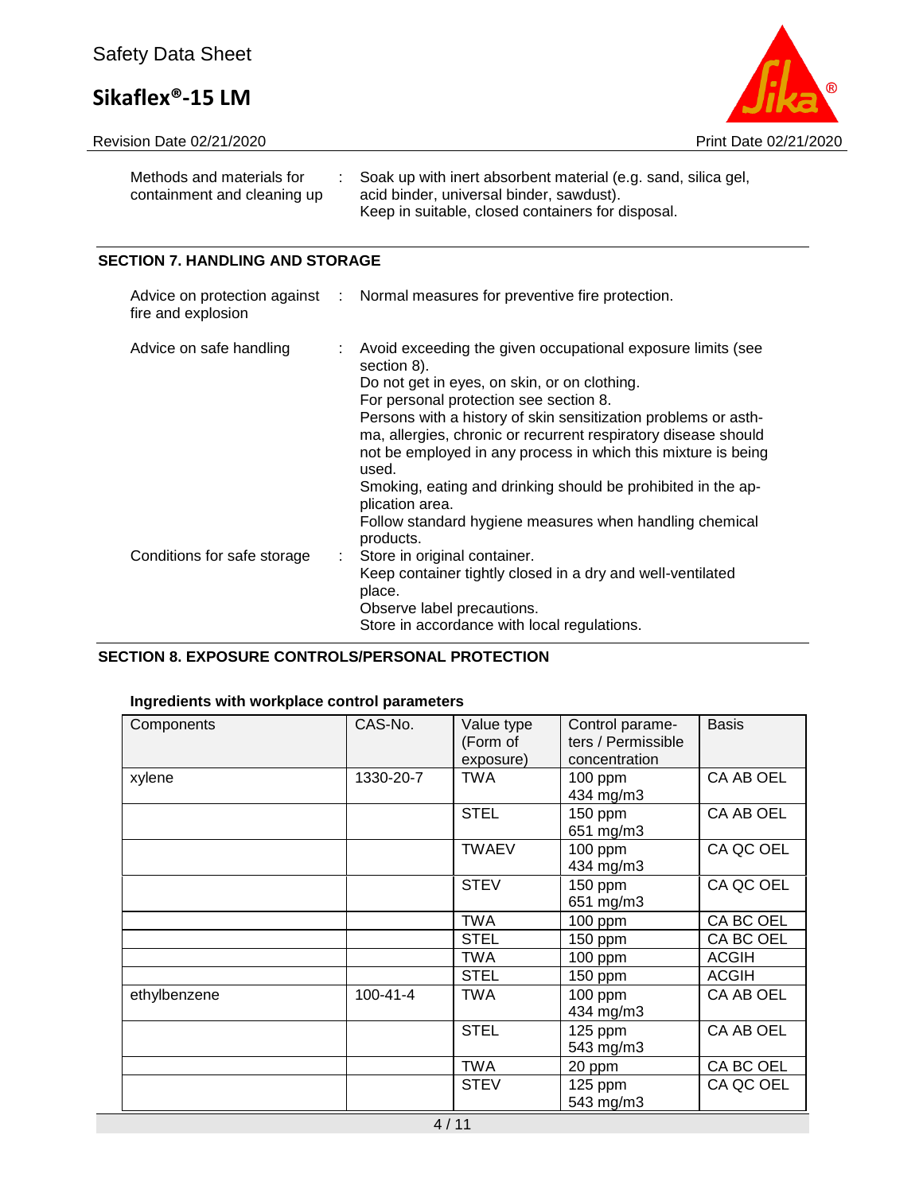| Methods and materials for containment and cleaning up | : | Soak up with inert absorbent material (e.g. sand, silica gel, acid binder, universal binder, sawdust). Keep in suitable, closed containers for disposal. |
|---|---|---|

## SECTION 7. HANDLING AND STORAGE

| Advice on protection against fire and explosion | : | Normal measures for preventive fire protection. |
|---|---|---|
| Advice on safe handling | : | Avoid exceeding the given occupational exposure limits (see section 8). Do not get in eyes, on skin, or on clothing. For personal protection see section 8. Persons with a history of skin sensitization problems or asthma, allergies, chronic or recurrent respiratory disease should not be employed in any process in which this mixture is being used. Smoking, eating and drinking should be prohibited in the application area. Follow standard hygiene measures when handling chemical products. |
| Conditions for safe storage | : | Store in original container. Keep container tightly closed in a dry and well-ventilated place. Observe label precautions. Store in accordance with local regulations. |

## SECTION 8. EXPOSURE CONTROLS/PERSONAL PROTECTION

**Ingredients with workplace control parameters**

| Components | CAS-No. | Value type (Form of exposure) | Control parameters / Permissible concentration | Basis |
|---|---|---|---|---|
| xylene | 1330-20-7 | TWA | 100 ppm 434 mg/m3 | CA AB OEL |
| | | STEL | 150 ppm 651 mg/m3 | CA AB OEL |
| | | TWAEV | 100 ppm 434 mg/m3 | CA QC OEL |
| | | STEV | 150 ppm 651 mg/m3 | CA QC OEL |
| | | TWA | 100 ppm | CA BC OEL |
| | | STEL | 150 ppm | CA BC OEL |
| | | TWA | 100 ppm | ACGIH |
| | | STEL | 150 ppm | ACGIH |
| ethylbenzene | 100-41-4 | TWA | 100 ppm 434 mg/m3 | CA AB OEL |
| | | STEL | 125 ppm 543 mg/m3 | CA AB OEL |
| | | TWA | 20 ppm | CA BC OEL |
| | | STEV | 125 ppm 543 mg/m3 | CA QC OEL |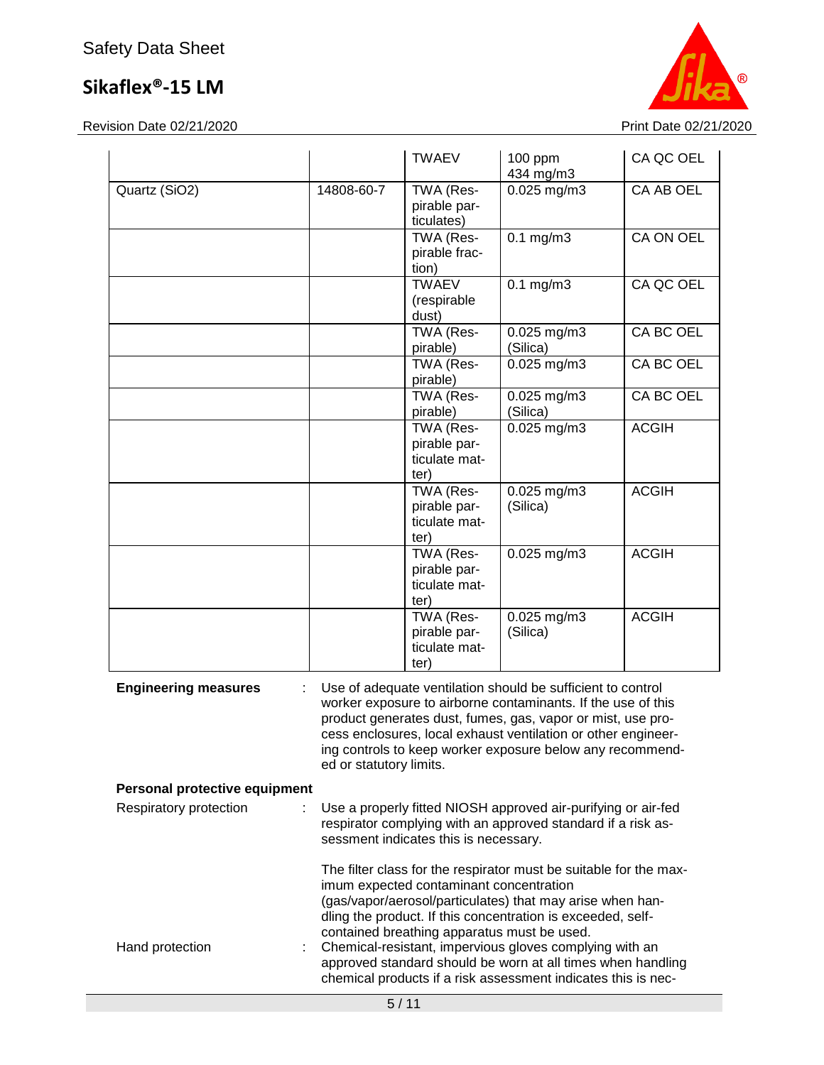| | | | | |
|---|---|---|---|---|
| | | TWAEV | 100 ppm<br>434 mg/m3 | CA QC OEL |
| Quartz ($SiO_2$) | 14808-60-7 | TWA (Respirable particulates) | 0.025 mg/m3 | CA AB OEL |
| | | TWA (Respirable fraction) | 0.1 mg/m3 | CA ON OEL |
| | | TWAEV (respirable dust) | 0.1 mg/m3 | CA QC OEL |
| | | TWA (Respirable) | 0.025 mg/m3 (Silica) | CA BC OEL |
| | | TWA (Respirable) | 0.025 mg/m3 | CA BC OEL |
| | | TWA (Respirable) | 0.025 mg/m3 (Silica) | CA BC OEL |
| | | TWA (Respirable particulate matter) | 0.025 mg/m3 | ACGIH |
| | | TWA (Respirable particulate matter) | 0.025 mg/m3 (Silica) | ACGIH |
| | | TWA (Respirable particulate matter) | 0.025 mg/m3 | ACGIH |
| | | TWA (Respirable particulate matter) | 0.025 mg/m3 (Silica) | ACGIH |

**Engineering measures** : Use of adequate ventilation should be sufficient to control worker exposure to airborne contaminants. If the use of this product generates dust, fumes, gas, vapor or mist, use process enclosures, local exhaust ventilation or other engineering controls to keep worker exposure below any recommended or statutory limits.

**Personal protective equipment**

Respiratory protection : Use a properly fitted NIOSH approved air-purifying or air-fed respirator complying with an approved standard if a risk assessment indicates this is necessary.

The filter class for the respirator must be suitable for the maximum expected contaminant concentration (gas/vapor/aerosol/particulates) that may arise when handling the product. If this concentration is exceeded, self-contained breathing apparatus must be used.

Hand protection : Chemical-resistant, impervious gloves complying with an approved standard should be worn at all times when handling chemical products if a risk assessment indicates this is nec-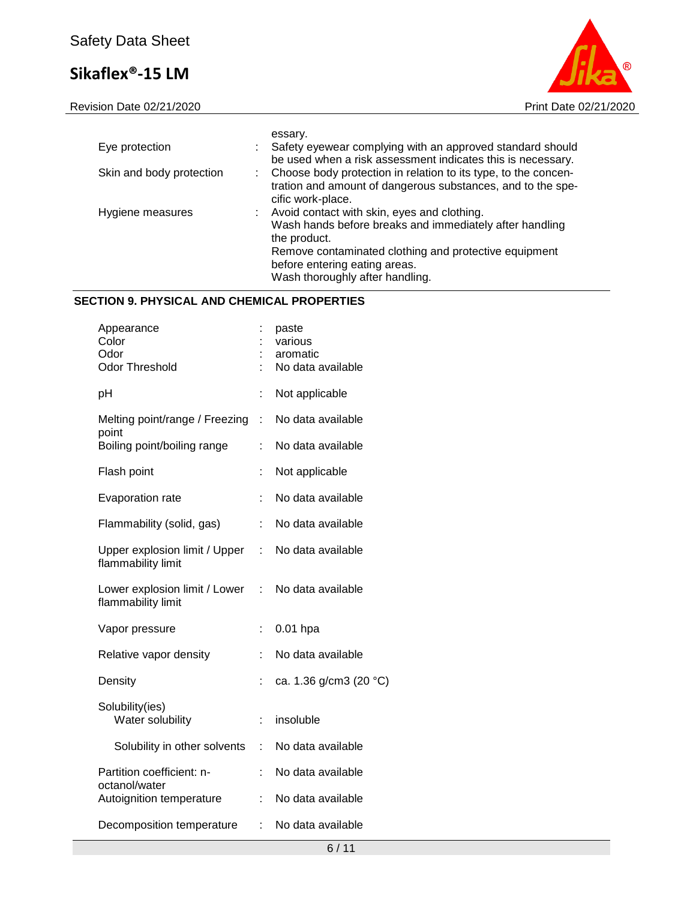essary.

| | | |
|---|---|---|
| Eye protection | : | Safety eyewear complying with an approved standard should be used when a risk assessment indicates this is necessary. |
| Skin and body protection | : | Choose body protection in relation to its type, to the concentration and amount of dangerous substances, and to the specific work-place. |
| Hygiene measures | : | Avoid contact with skin, eyes and clothing.<br>Wash hands before breaks and immediately after handling the product.<br>Remove contaminated clothing and protective equipment before entering eating areas.<br>Wash thoroughly after handling. |

## SECTION 9. PHYSICAL AND CHEMICAL PROPERTIES

| | | |
|---|---|---|
| Appearance | : | paste |
| Color | : | various |
| Odor | : | aromatic |
| Odor Threshold | : | No data available |
| pH | : | Not applicable |
| Melting point/range / Freezing point | : | No data available |
| Boiling point/boiling range | : | No data available |
| Flash point | : | Not applicable |
| Evaporation rate | : | No data available |
| Flammability (solid, gas) | : | No data available |
| Upper explosion limit / Upper flammability limit | : | No data available |
| Lower explosion limit / Lower flammability limit | : | No data available |
| Vapor pressure | : | 0.01 hpa |
| Relative vapor density | : | No data available |
| Density | : | ca. 1.36 g/cm3 (20 °C) |
| Solubility(ies) | | |
| Water solubility | : | insoluble |
| Solubility in other solvents | : | No data available |
| Partition coefficient: n-octanol/water | : | No data available |
| Autoignition temperature | : | No data available |
| Decomposition temperature | : | No data available |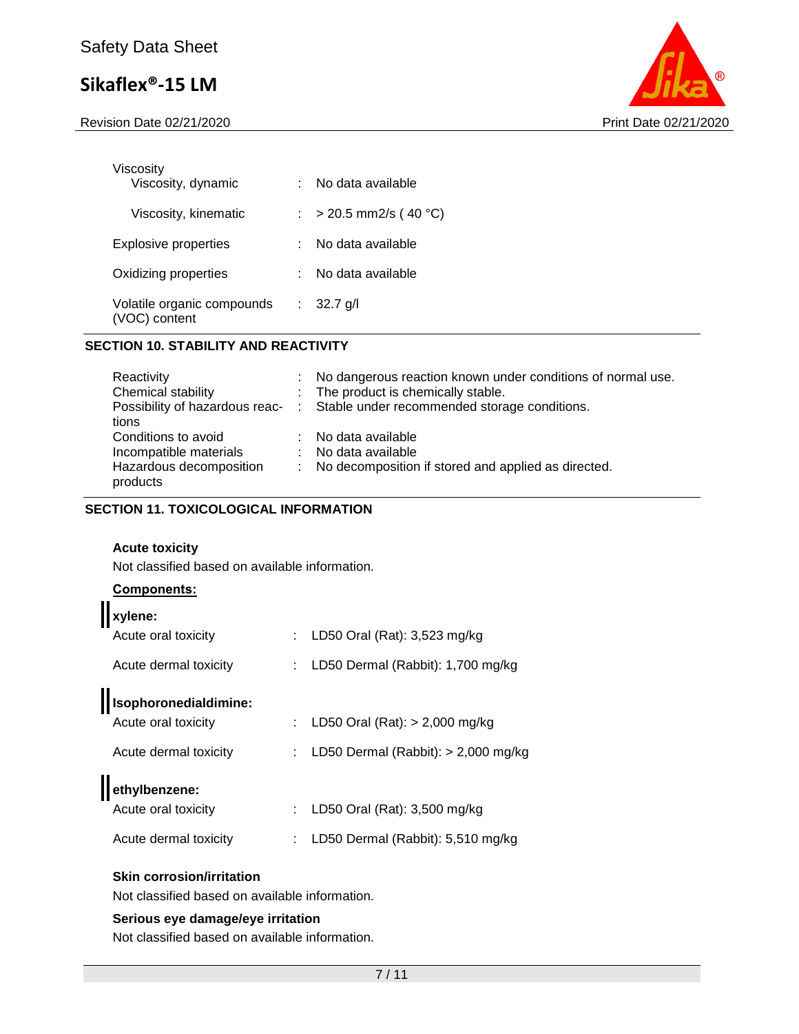| | | |
|---|---|---|
| Viscosity | | |
| Viscosity, dynamic | : | No data available |
| Viscosity, kinematic | : | > 20.5 mm2/s ( 40 °C) |
| Explosive properties | : | No data available |
| Oxidizing properties | : | No data available |
| Volatile organic compounds (VOC) content | : | 32.7 g/l |

## SECTION 10. STABILITY AND REACTIVITY

| | | |
|---|---|---|
| Reactivity | : | No dangerous reaction known under conditions of normal use. |
| Chemical stability | : | The product is chemically stable. |
| Possibility of hazardous reactions | : | Stable under recommended storage conditions. |
| Conditions to avoid | : | No data available |
| Incompatible materials | : | No data available |
| Hazardous decomposition products | : | No decomposition if stored and applied as directed. |

## SECTION 11. TOXICOLOGICAL INFORMATION

**Acute toxicity**

Not classified based on available information.

**Components:**

**xylene:**

| | | |
|---|---|---|
| Acute oral toxicity | : | LD50 Oral (Rat): 3,523 mg/kg |
| Acute dermal toxicity | : | LD50 Dermal (Rabbit): 1,700 mg/kg |

**Isophoronedialdimine:**

| | | |
|---|---|---|
| Acute oral toxicity | : | LD50 Oral (Rat): > 2,000 mg/kg |
| Acute dermal toxicity | : | LD50 Dermal (Rabbit): > 2,000 mg/kg |

**ethylbenzene:**

| | | |
|---|---|---|
| Acute oral toxicity | : | LD50 Oral (Rat): 3,500 mg/kg |
| Acute dermal toxicity | : | LD50 Dermal (Rabbit): 5,510 mg/kg |

**Skin corrosion/irritation**

Not classified based on available information.

**Serious eye damage/eye irritation**

Not classified based on available information.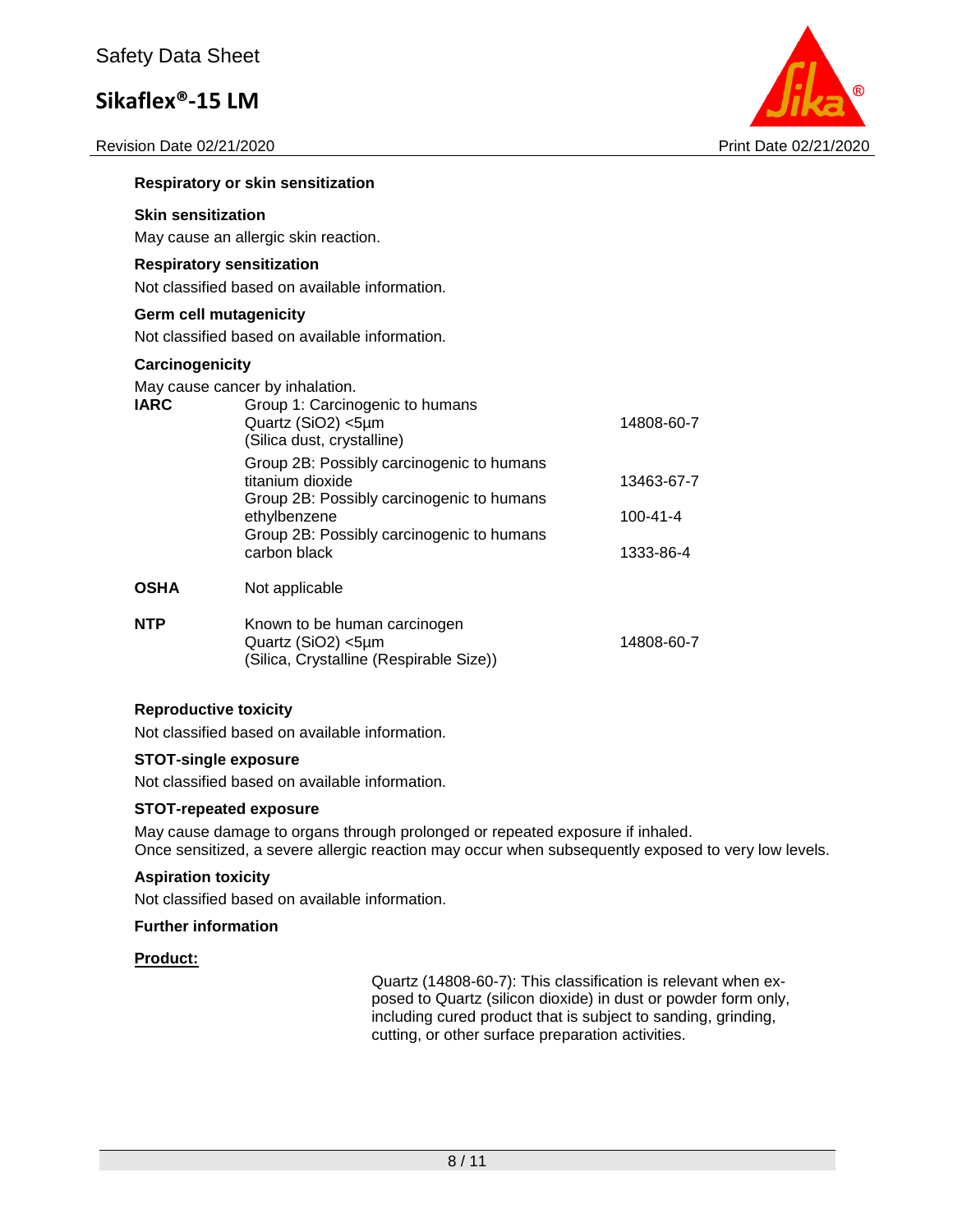**Respiratory or skin sensitization**

**Skin sensitization**

May cause an allergic skin reaction.

**Respiratory sensitization**

Not classified based on available information.

**Germ cell mutagenicity**

Not classified based on available information.

**Carcinogenicity**

May cause cancer by inhalation.

| | | |
|---|---|---|
| **IARC** | Group 1: Carcinogenic to humans<br>Quartz ($SiO_2$) <5µm<br>(Silica dust, crystalline) | 14808-60-7 |
| | Group 2B: Possibly carcinogenic to humans<br>titanium dioxide | 13463-67-7 |
| | Group 2B: Possibly carcinogenic to humans<br>ethylbenzene | 100-41-4 |
| | Group 2B: Possibly carcinogenic to humans<br>carbon black | 1333-86-4 |
| **OSHA** | Not applicable | |
| **NTP** | Known to be human carcinogen<br>Quartz ($SiO_2$) <5µm<br>(Silica, Crystalline (Respirable Size)) | 14808-60-7 |

**Reproductive toxicity**

Not classified based on available information.

**STOT-single exposure**

Not classified based on available information.

**STOT-repeated exposure**

May cause damage to organs through prolonged or repeated exposure if inhaled.
Once sensitized, a severe allergic reaction may occur when subsequently exposed to very low levels.

**Aspiration toxicity**

Not classified based on available information.

**Further information**

**Product:**

Quartz (14808-60-7): This classification is relevant when exposed to Quartz (silicon dioxide) in dust or powder form only, including cured product that is subject to sanding, grinding, cutting, or other surface preparation activities.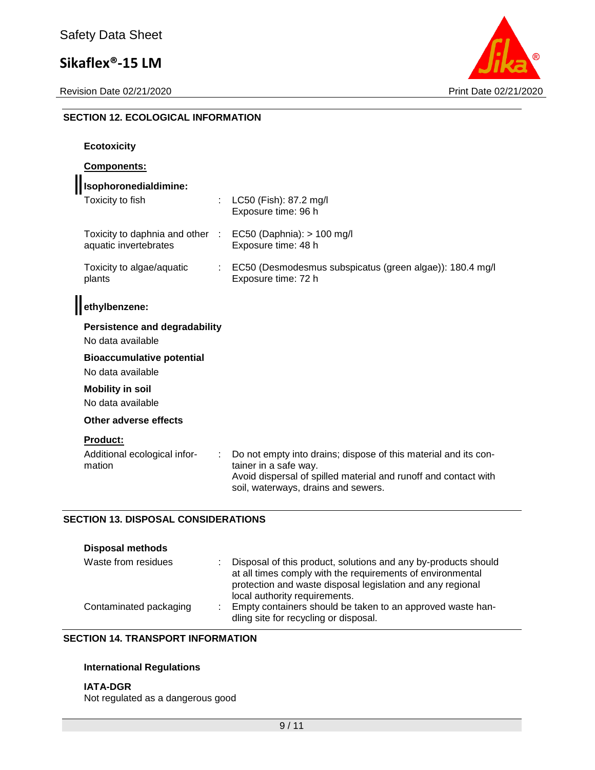## SECTION 12. ECOLOGICAL INFORMATION

### Ecotoxicity

**Components:**

**Isophoronedialdimine:**

| | | |
|---|---|---|
| Toxicity to fish | : | LC50 (Fish): 87.2 mg/l<br>Exposure time: 96 h |
| Toxicity to daphnia and other aquatic invertebrates | : | EC50 (Daphnia): > 100 mg/l<br>Exposure time: 48 h |
| Toxicity to algae/aquatic plants | : | EC50 (Desmodesmus subspicatus (green algae)): 180.4 mg/l<br>Exposure time: 72 h |

**ethylbenzene:**

### Persistence and degradability

No data available

### Bioaccumulative potential

No data available

### Mobility in soil

No data available

### Other adverse effects

**Product:**

| | | |
|---|---|---|
| Additional ecological information | : | Do not empty into drains; dispose of this material and its container in a safe way.<br>Avoid dispersal of spilled material and runoff and contact with soil, waterways, drains and sewers. |

## SECTION 13. DISPOSAL CONSIDERATIONS

### Disposal methods

| | | |
|---|---|---|
| Waste from residues | : | Disposal of this product, solutions and any by-products should at all times comply with the requirements of environmental protection and waste disposal legislation and any regional local authority requirements. |
| Contaminated packaging | : | Empty containers should be taken to an approved waste handling site for recycling or disposal. |

## SECTION 14. TRANSPORT INFORMATION

### International Regulations

**IATA-DGR**

Not regulated as a dangerous good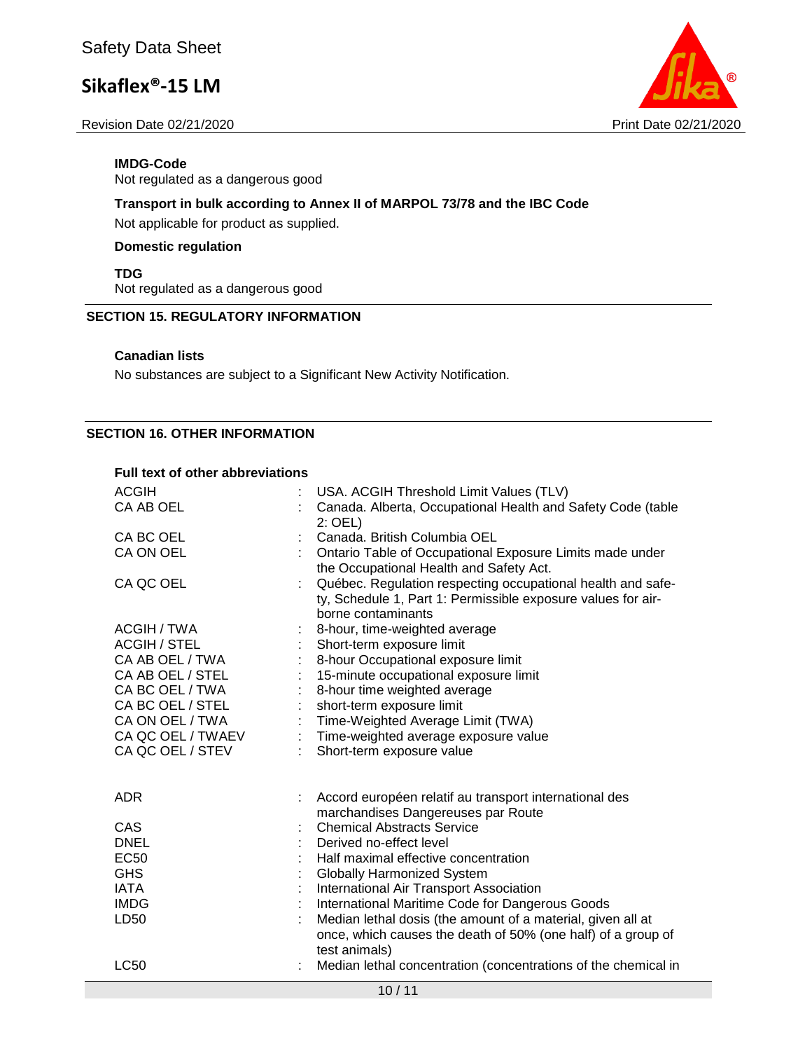**IMDG-Code**
Not regulated as a dangerous good

**Transport in bulk according to Annex II of MARPOL 73/78 and the IBC Code**
Not applicable for product as supplied.

**Domestic regulation**

**TDG**
Not regulated as a dangerous good

## SECTION 15. REGULATORY INFORMATION

**Canadian lists**

No substances are subject to a Significant New Activity Notification.

## SECTION 16. OTHER INFORMATION

**Full text of other abbreviations**

| | | |
|---|---|---|
| ACGIH | : | USA. ACGIH Threshold Limit Values (TLV) |
| CA AB OEL | : | Canada. Alberta, Occupational Health and Safety Code (table 2: OEL) |
| CA BC OEL | : | Canada. British Columbia OEL |
| CA ON OEL | : | Ontario Table of Occupational Exposure Limits made under the Occupational Health and Safety Act. |
| CA QC OEL | : | Québec. Regulation respecting occupational health and safety, Schedule 1, Part 1: Permissible exposure values for airborne contaminants |
| ACGIH / TWA | : | 8-hour, time-weighted average |
| ACGIH / STEL | : | Short-term exposure limit |
| CA AB OEL / TWA | : | 8-hour Occupational exposure limit |
| CA AB OEL / STEL | : | 15-minute occupational exposure limit |
| CA BC OEL / TWA | : | 8-hour time weighted average |
| CA BC OEL / STEL | : | short-term exposure limit |
| CA ON OEL / TWA | : | Time-Weighted Average Limit (TWA) |
| CA QC OEL / TWAEV | : | Time-weighted average exposure value |
| CA QC OEL / STEV | : | Short-term exposure value |

| | | |
|---|---|---|
| ADR | : | Accord européen relatif au transport international des marchandises Dangereuses par Route |
| CAS | : | Chemical Abstracts Service |
| DNEL | : | Derived no-effect level |
| EC50 | : | Half maximal effective concentration |
| GHS | : | Globally Harmonized System |
| IATA | : | International Air Transport Association |
| IMDG | : | International Maritime Code for Dangerous Goods |
| LD50 | : | Median lethal dosis (the amount of a material, given all at once, which causes the death of 50% (one half) of a group of test animals) |
| LC50 | : | Median lethal concentration (concentrations of the chemical in |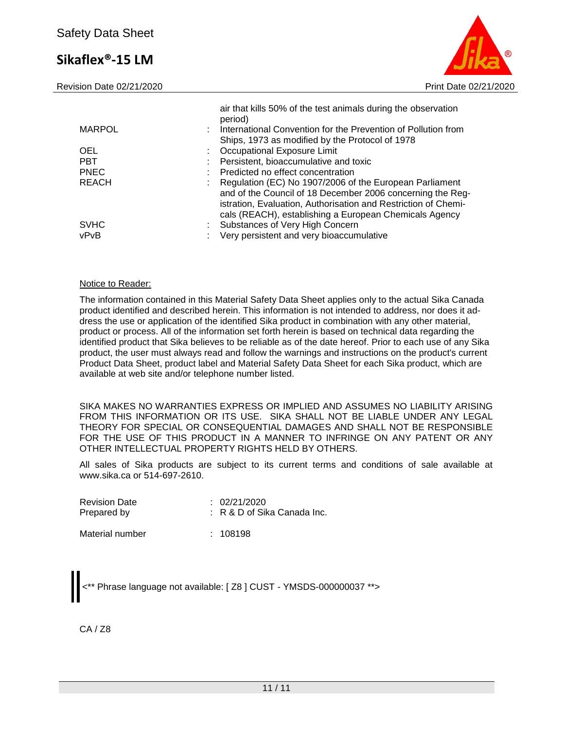| | | |
|---|---|---|
| | | air that kills 50% of the test animals during the observation period) |
| MARPOL | : | International Convention for the Prevention of Pollution from Ships, 1973 as modified by the Protocol of 1978 |
| OEL | : | Occupational Exposure Limit |
| PBT | : | Persistent, bioaccumulative and toxic |
| PNEC | : | Predicted no effect concentration |
| REACH | : | Regulation (EC) No 1907/2006 of the European Parliament and of the Council of 18 December 2006 concerning the Registration, Evaluation, Authorisation and Restriction of Chemicals (REACH), establishing a European Chemicals Agency |
| SVHC | : | Substances of Very High Concern |
| vPvB | : | Very persistent and very bioaccumulative |

Notice to Reader:

The information contained in this Material Safety Data Sheet applies only to the actual Sika Canada product identified and described herein. This information is not intended to address, nor does it address the use or application of the identified Sika product in combination with any other material, product or process. All of the information set forth herein is based on technical data regarding the identified product that Sika believes to be reliable as of the date hereof. Prior to each use of any Sika product, the user must always read and follow the warnings and instructions on the product's current Product Data Sheet, product label and Material Safety Data Sheet for each Sika product, which are available at web site and/or telephone number listed.

SIKA MAKES NO WARRANTIES EXPRESS OR IMPLIED AND ASSUMES NO LIABILITY ARISING FROM THIS INFORMATION OR ITS USE. SIKA SHALL NOT BE LIABLE UNDER ANY LEGAL THEORY FOR SPECIAL OR CONSEQUENTIAL DAMAGES AND SHALL NOT BE RESPONSIBLE FOR THE USE OF THIS PRODUCT IN A MANNER TO INFRINGE ON ANY PATENT OR ANY OTHER INTELLECTUAL PROPERTY RIGHTS HELD BY OTHERS.

All sales of Sika products are subject to its current terms and conditions of sale available at www.sika.ca or 514-697-2610.

| | | |
|---|---|---|
| Revision Date | : | 02/21/2020 |
| Prepared by | : | R & D of Sika Canada Inc. |
| Material number | : | 108198 |

<** Phrase language not available: [ Z8 ] CUST - YMSDS-000000037 **>

CA / Z8